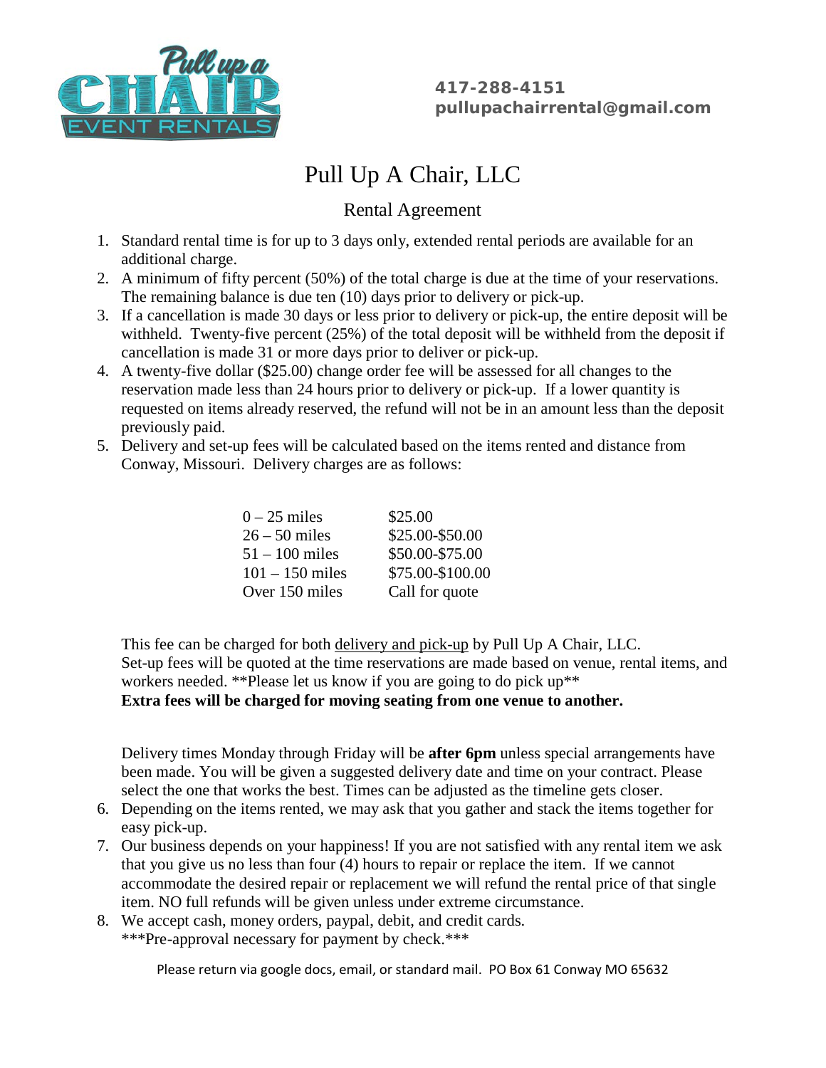417-288-4151
pullupachairrental@gmail.com

# Pull Up A Chair, LLC

## Rental Agreement

1. Standard rental time is for up to 3 days only, extended rental periods are available for an additional charge.
2. A minimum of fifty percent (50%) of the total charge is due at the time of your reservations. The remaining balance is due ten (10) days prior to delivery or pick-up.
3. If a cancellation is made 30 days or less prior to delivery or pick-up, the entire deposit will be withheld. Twenty-five percent (25%) of the total deposit will be withheld from the deposit if cancellation is made 31 or more days prior to deliver or pick-up.
4. A twenty-five dollar ($25.00) change order fee will be assessed for all changes to the reservation made less than 24 hours prior to delivery or pick-up. If a lower quantity is requested on items already reserved, the refund will not be in an amount less than the deposit previously paid.
5. Delivery and set-up fees will be calculated based on the items rented and distance from Conway, Missouri. Delivery charges are as follows:

| | |
|---|---|
| 0 – 25 miles | $25.00 |
| 26 – 50 miles | $25.00-$50.00 |
| 51 – 100 miles | $50.00-$75.00 |
| 101 – 150 miles | $75.00-$100.00 |
| Over 150 miles | Call for quote |

This fee can be charged for both delivery and pick-up by Pull Up A Chair, LLC. Set-up fees will be quoted at the time reservations are made based on venue, rental items, and workers needed. **Please let us know if you are going to do pick up**
**Extra fees will be charged for moving seating from one venue to another.**

Delivery times Monday through Friday will be **after 6pm** unless special arrangements have been made. You will be given a suggested delivery date and time on your contract. Please select the one that works the best. Times can be adjusted as the timeline gets closer.

6. Depending on the items rented, we may ask that you gather and stack the items together for easy pick-up.
7. Our business depends on your happiness! If you are not satisfied with any rental item we ask that you give us no less than four (4) hours to repair or replace the item. If we cannot accommodate the desired repair or replacement we will refund the rental price of that single item. NO full refunds will be given unless under extreme circumstance.
8. We accept cash, money orders, paypal, debit, and credit cards.
***Pre-approval necessary for payment by check.***

Please return via google docs, email, or standard mail. PO Box 61 Conway MO 65632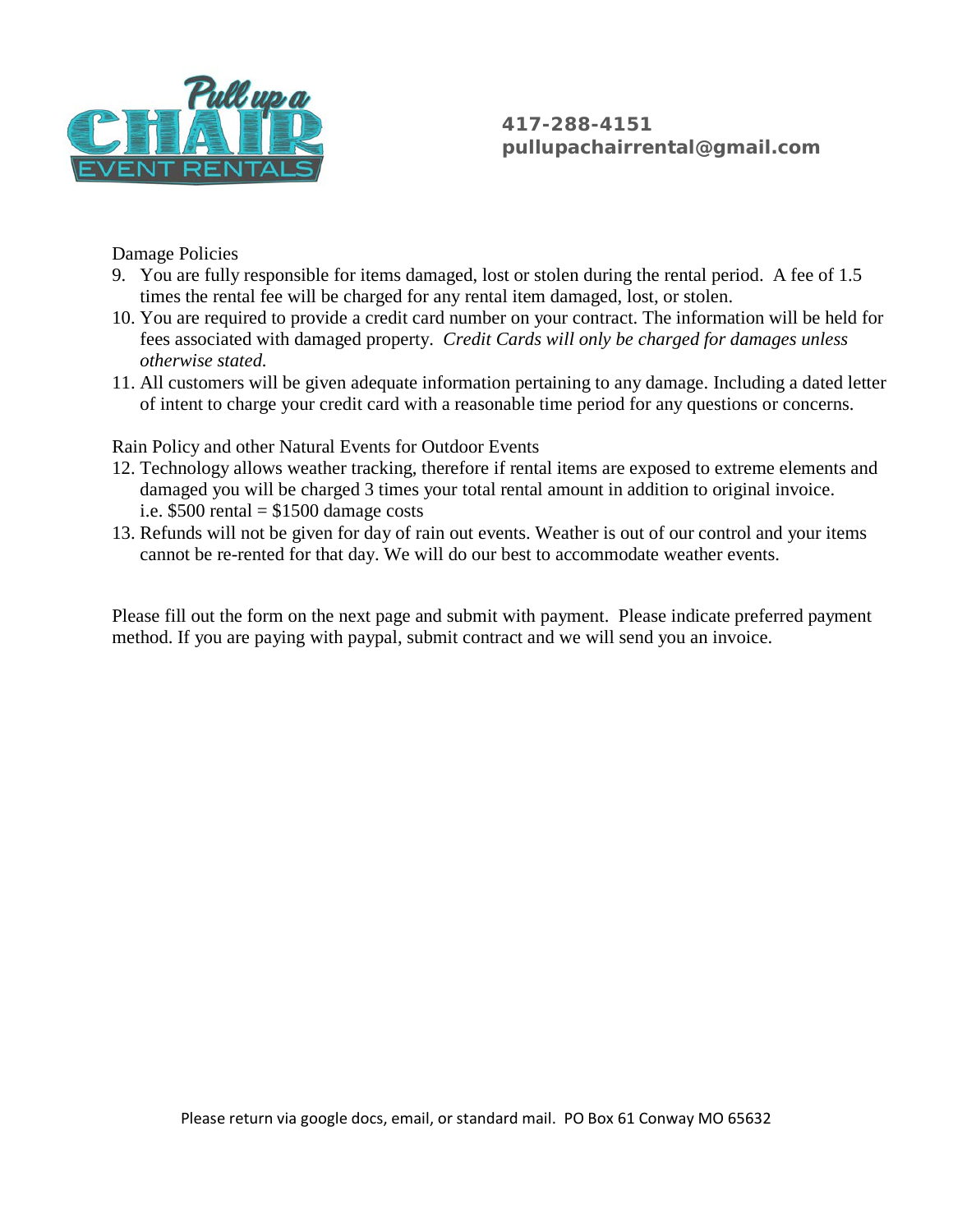417-288-4151
pullupachairrental@gmail.com

Damage Policies

9. You are fully responsible for items damaged, lost or stolen during the rental period. A fee of 1.5 times the rental fee will be charged for any rental item damaged, lost, or stolen.
10. You are required to provide a credit card number on your contract. The information will be held for fees associated with damaged property. *Credit Cards will only be charged for damages unless otherwise stated.*
11. All customers will be given adequate information pertaining to any damage. Including a dated letter of intent to charge your credit card with a reasonable time period for any questions or concerns.

Rain Policy and other Natural Events for Outdoor Events

12. Technology allows weather tracking, therefore if rental items are exposed to extreme elements and damaged you will be charged 3 times your total rental amount in addition to original invoice. i.e. $500 rental = $1500 damage costs
13. Refunds will not be given for day of rain out events. Weather is out of our control and your items cannot be re-rented for that day. We will do our best to accommodate weather events.

Please fill out the form on the next page and submit with payment. Please indicate preferred payment method. If you are paying with paypal, submit contract and we will send you an invoice.

Please return via google docs, email, or standard mail. PO Box 61 Conway MO 65632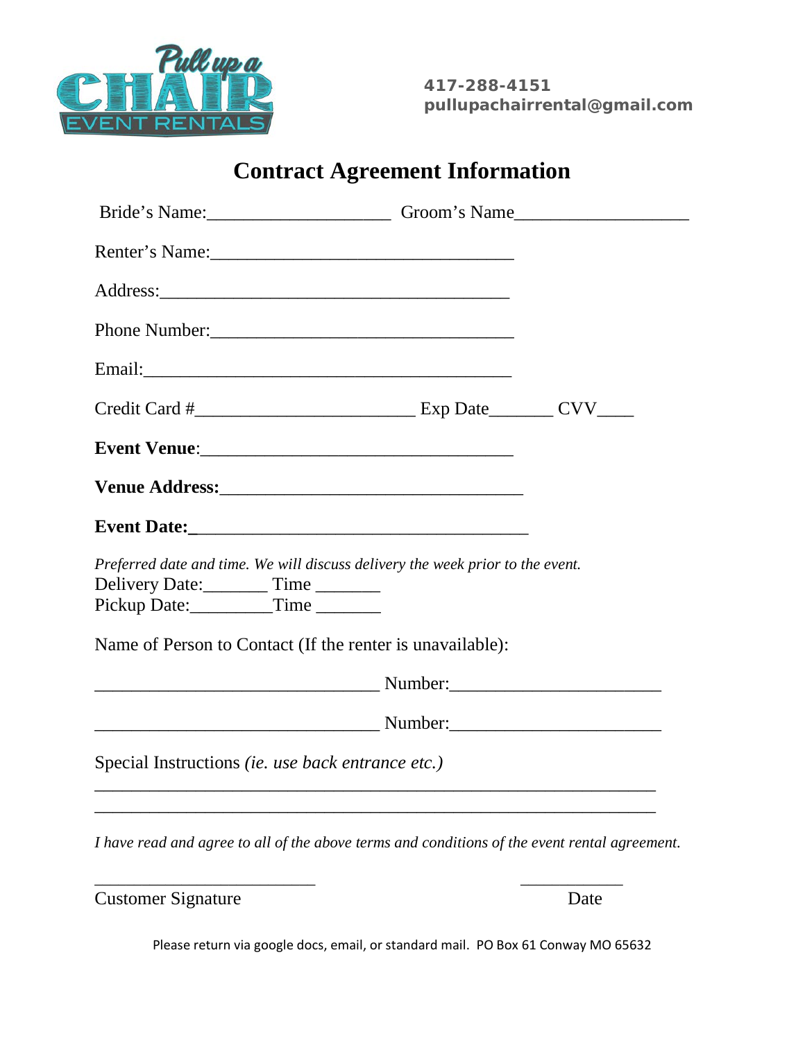417-288-4151
pullupachairrental@gmail.com

# Contract Agreement Information

Bride's Name:____________________ Groom's Name___________________

Renter's Name:_________________________________

Address:_______________________________________

Phone Number:_________________________________

Email:_________________________________________

Credit Card #________________________ Exp Date_______ CVV____

**Event Venue**:_________________________________

**Venue Address:**_________________________________

**Event Date:**____________________________________

*Preferred date and time. We will discuss delivery the week prior to the event.*
Delivery Date:_______ Time _______
Pickup Date:_________Time _______

Name of Person to Contact (If the renter is unavailable):

_______________________________ Number:_______________________

_______________________________ Number:_______________________

Special Instructions *(ie. use back entrance etc.)*

______________________________________________________________
______________________________________________________________

*I have read and agree to all of the above terms and conditions of the event rental agreement.*

________________________ ___________
Customer Signature Date

Please return via google docs, email, or standard mail. PO Box 61 Conway MO 65632